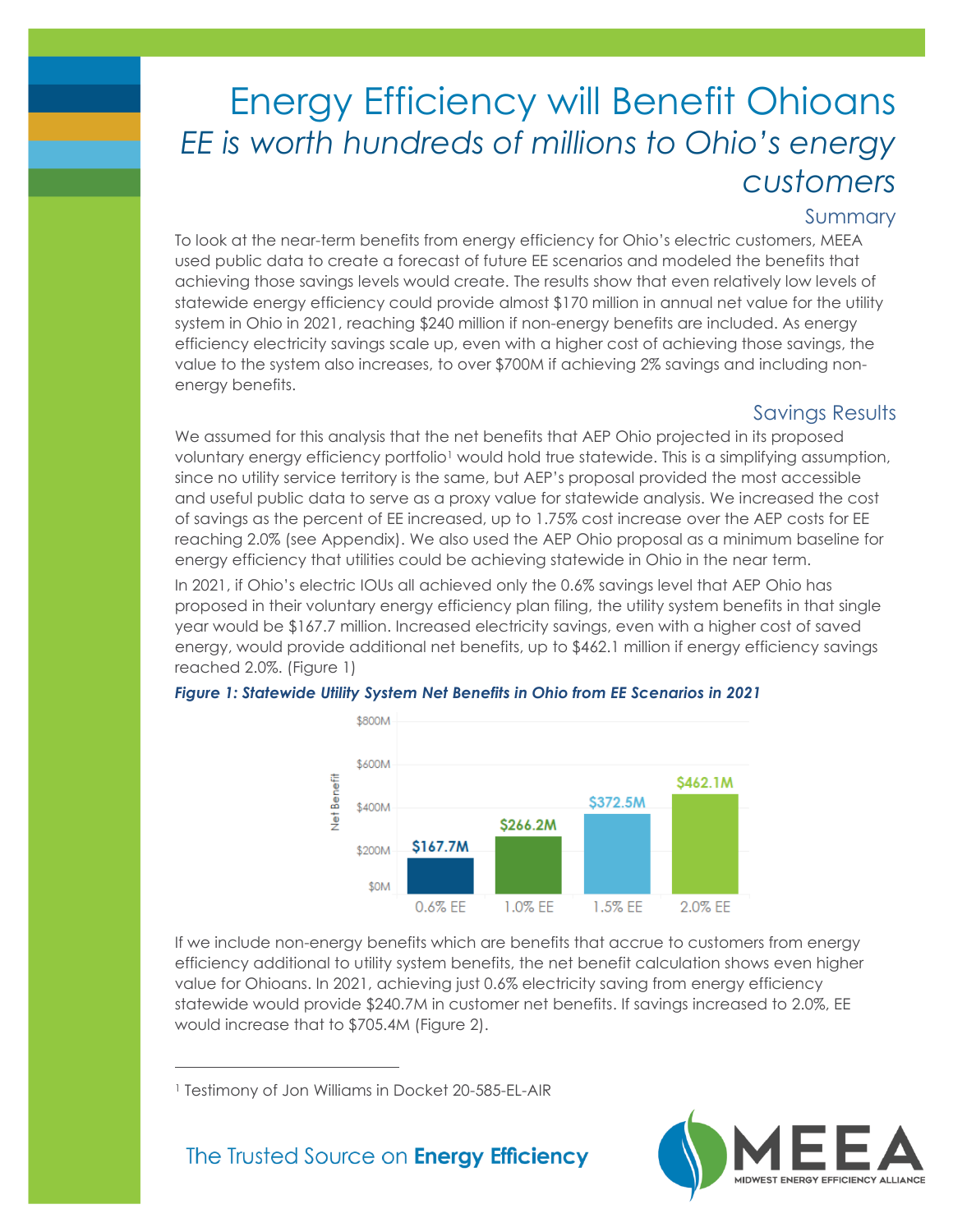# Energy Efficiency will Benefit Ohioans

## *EE is worth hundreds of millions to Ohio's energy customers*

### Summary

To look at the near-term benefits from energy efficiency for Ohio's electric customers, MEEA used public data to create a forecast of future EE scenarios and modeled the benefits that achieving those savings levels would create. The results show that even relatively low levels of statewide energy efficiency could provide almost $170 million in annual net value for the utility system in Ohio in 2021, reaching $240 million if non-energy benefits are included. As energy efficiency electricity savings scale up, even with a higher cost of achieving those savings, the value to the system also increases, to over $700M if achieving 2% savings and including non-energy benefits.

### Savings Results

We assumed for this analysis that the net benefits that AEP Ohio projected in its proposed voluntary energy efficiency portfolio[1] would hold true statewide. This is a simplifying assumption, since no utility service territory is the same, but AEP's proposal provided the most accessible and useful public data to serve as a proxy value for statewide analysis. We increased the cost of savings as the percent of EE increased, up to 1.75% cost increase over the AEP costs for EE reaching 2.0% (see Appendix). We also used the AEP Ohio proposal as a minimum baseline for energy efficiency that utilities could be achieving statewide in Ohio in the near term.

In 2021, if Ohio's electric IOUs all achieved only the 0.6% savings level that AEP Ohio has proposed in their voluntary energy efficiency plan filing, the utility system benefits in that single year would be $167.7 million. Increased electricity savings, even with a higher cost of saved energy, would provide additional net benefits, up to $462.1 million if energy efficiency savings reached 2.0%. (Figure 1)

***Figure 1: Statewide Utility System Net Benefits in Ohio from EE Scenarios in 2021***

| Scenario | Net Benefit |
|---|---|
| 0.6% EE | $167.7M |
| 1.0% EE | $266.2M |
| 1.5% EE | $372.5M |
| 2.0% EE | $462.1M |

If we include non-energy benefits which are benefits that accrue to customers from energy efficiency additional to utility system benefits, the net benefit calculation shows even higher value for Ohioans. In 2021, achieving just 0.6% electricity saving from energy efficiency statewide would provide $240.7M in customer net benefits. If savings increased to 2.0%, EE would increase that to $705.4M (Figure 2).

---

[1] Testimony of Jon Williams in Docket 20-585-EL-AIR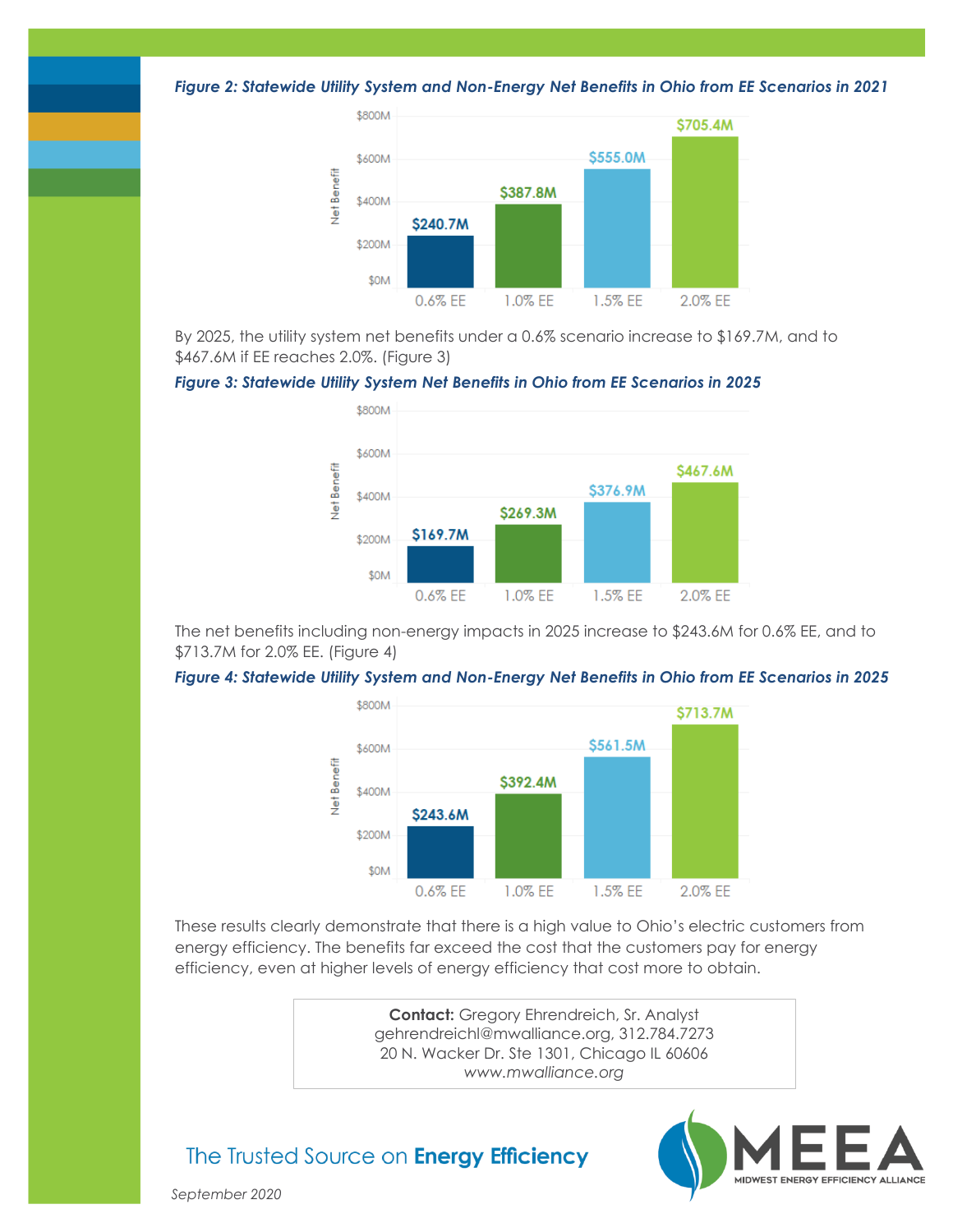***Figure 2: Statewide Utility System and Non-Energy Net Benefits in Ohio from EE Scenarios in 2021***

| Scenario | Net Benefit |
|---|---|
| 0.6% EE | $240.7M |
| 1.0% EE | $387.8M |
| 1.5% EE | $555.0M |
| 2.0% EE | $705.4M |

By 2025, the utility system net benefits under a 0.6% scenario increase to $169.7M, and to $467.6M if EE reaches 2.0%. (Figure 3)

***Figure 3: Statewide Utility System Net Benefits in Ohio from EE Scenarios in 2025***

| Scenario | Net Benefit |
|---|---|
| 0.6% EE | $169.7M |
| 1.0% EE | $269.3M |
| 1.5% EE | $376.9M |
| 2.0% EE | $467.6M |

The net benefits including non-energy impacts in 2025 increase to $243.6M for 0.6% EE, and to $713.7M for 2.0% EE. (Figure 4)

***Figure 4: Statewide Utility System and Non-Energy Net Benefits in Ohio from EE Scenarios in 2025***

| Scenario | Net Benefit |
|---|---|
| 0.6% EE | $243.6M |
| 1.0% EE | $392.4M |
| 1.5% EE | $561.5M |
| 2.0% EE | $713.7M |

These results clearly demonstrate that there is a high value to Ohio's electric customers from energy efficiency. The benefits far exceed the cost that the customers pay for energy efficiency, even at higher levels of energy efficiency that cost more to obtain.

**Contact:** Gregory Ehrendreich, Sr. Analyst
gehrendreichl@mwalliance.org, 312.784.7273
20 N. Wacker Dr. Ste 1301, Chicago IL 60606
*www.mwalliance.org*

The Trusted Source on **Energy Efficiency**

MEEA MIDWEST ENERGY EFFICIENCY ALLIANCE

*September 2020*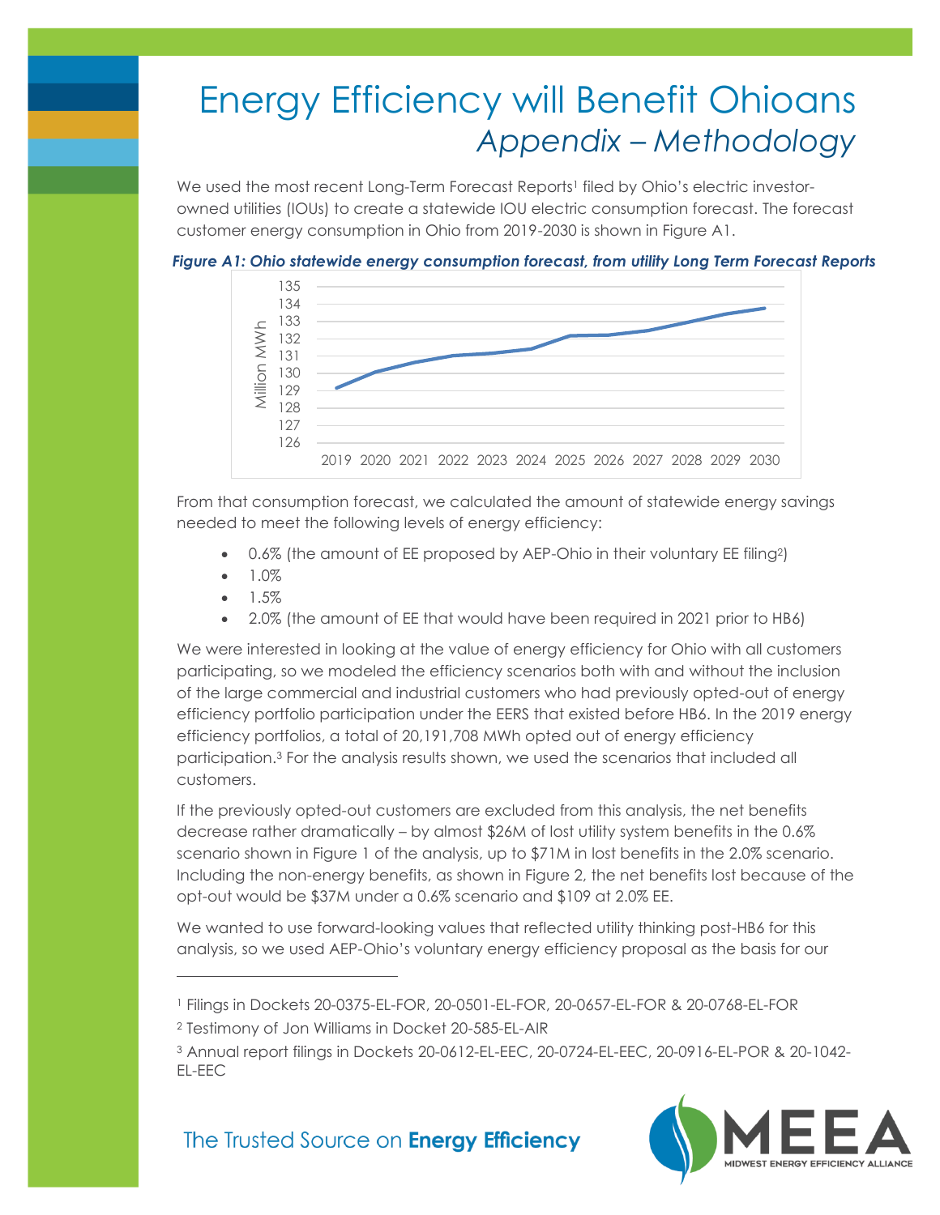# Energy Efficiency will Benefit Ohioans

## *Appendix – Methodology*

We used the most recent Long-Term Forecast Reports[1] filed by Ohio's electric investor-owned utilities (IOUs) to create a statewide IOU electric consumption forecast. The forecast customer energy consumption in Ohio from 2019-2030 is shown in Figure A1.

***Figure A1: Ohio statewide energy consumption forecast, from utility Long Term Forecast Reports***

From that consumption forecast, we calculated the amount of statewide energy savings needed to meet the following levels of energy efficiency:

- 0.6% (the amount of EE proposed by AEP-Ohio in their voluntary EE filing[2])
- 1.0%
- 1.5%
- 2.0% (the amount of EE that would have been required in 2021 prior to HB6)

We were interested in looking at the value of energy efficiency for Ohio with all customers participating, so we modeled the efficiency scenarios both with and without the inclusion of the large commercial and industrial customers who had previously opted-out of energy efficiency portfolio participation under the EERS that existed before HB6. In the 2019 energy efficiency portfolios, a total of 20,191,708 MWh opted out of energy efficiency participation.[3] For the analysis results shown, we used the scenarios that included all customers.

If the previously opted-out customers are excluded from this analysis, the net benefits decrease rather dramatically – by almost $26M of lost utility system benefits in the 0.6% scenario shown in Figure 1 of the analysis, up to $71M in lost benefits in the 2.0% scenario. Including the non-energy benefits, as shown in Figure 2, the net benefits lost because of the opt-out would be $37M under a 0.6% scenario and $109 at 2.0% EE.

We wanted to use forward-looking values that reflected utility thinking post-HB6 for this analysis, so we used AEP-Ohio's voluntary energy efficiency proposal as the basis for our

---

[1] Filings in Dockets 20-0375-EL-FOR, 20-0501-EL-FOR, 20-0657-EL-FOR & 20-0768-EL-FOR

[2] Testimony of Jon Williams in Docket 20-585-EL-AIR

[3] Annual report filings in Dockets 20-0612-EL-EEC, 20-0724-EL-EEC, 20-0916-EL-POR & 20-1042-EL-EEC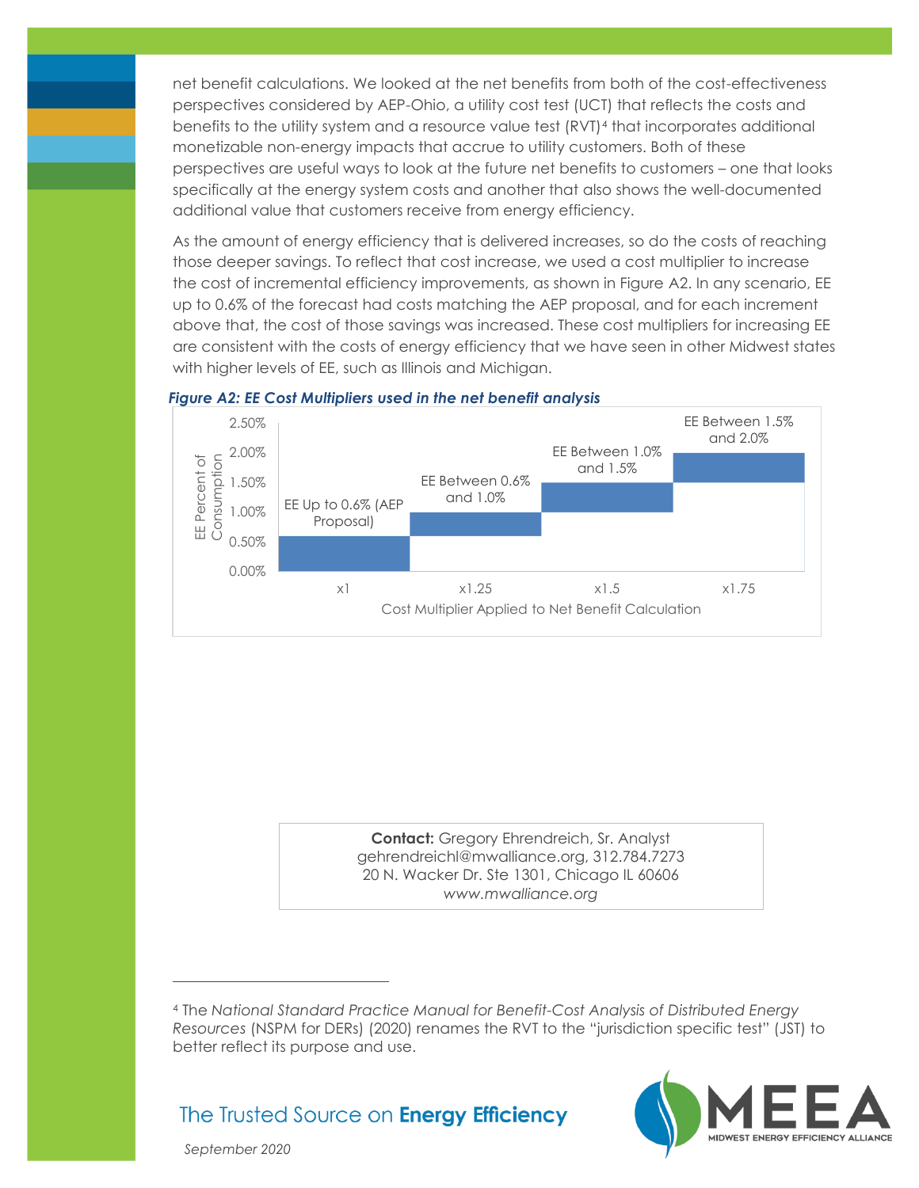net benefit calculations. We looked at the net benefits from both of the cost-effectiveness perspectives considered by AEP-Ohio, a utility cost test (UCT) that reflects the costs and benefits to the utility system and a resource value test (RVT)[4] that incorporates additional monetizable non-energy impacts that accrue to utility customers. Both of these perspectives are useful ways to look at the future net benefits to customers – one that looks specifically at the energy system costs and another that also shows the well-documented additional value that customers receive from energy efficiency.

As the amount of energy efficiency that is delivered increases, so do the costs of reaching those deeper savings. To reflect that cost increase, we used a cost multiplier to increase the cost of incremental efficiency improvements, as shown in Figure A2. In any scenario, EE up to 0.6% of the forecast had costs matching the AEP proposal, and for each increment above that, the cost of those savings was increased. These cost multipliers for increasing EE are consistent with the costs of energy efficiency that we have seen in other Midwest states with higher levels of EE, such as Illinois and Michigan.

***Figure A2: EE Cost Multipliers used in the net benefit analysis***

EE Percent of Consumption

2.50%
2.00%
1.50%
1.00%
0.50%
0.00%

EE Up to 0.6% (AEP Proposal)
EE Between 0.6% and 1.0%
EE Between 1.0% and 1.5%
EE Between 1.5% and 2.0%

x1
x1.25
x1.5
x1.75

Cost Multiplier Applied to Net Benefit Calculation

**Contact:** Gregory Ehrendreich, Sr. Analyst
gehrendreichl@mwalliance.org, 312.784.7273
20 N. Wacker Dr. Ste 1301, Chicago IL 60606
*www.mwalliance.org*

[4] The *National Standard Practice Manual for Benefit-Cost Analysis of Distributed Energy Resources* (NSPM for DERs) (2020) renames the RVT to the "jurisdiction specific test" (JST) to better reflect its purpose and use.

The Trusted Source on **Energy Efficiency**

MEEA
MIDWEST ENERGY EFFICIENCY ALLIANCE

*September 2020*